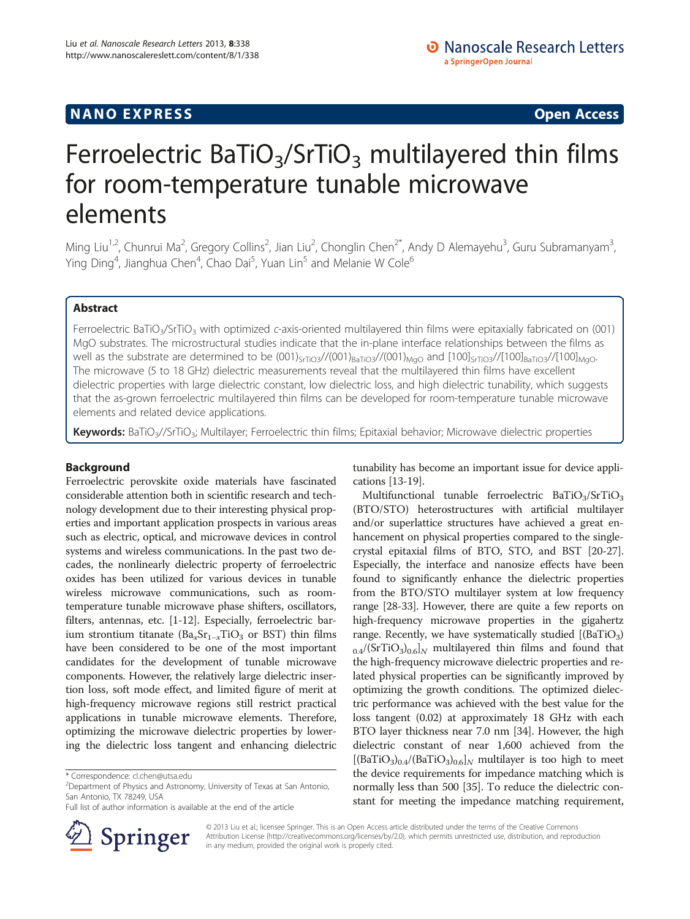NANO EXPRESS **Open Access**

# Ferroelectric $BaTiO_3/SrTiO_3$ multilayered thin films for room-temperature tunable microwave elements

Ming Liu[1,2], Chunrui Ma[2], Gregory Collins[2], Jian Liu[2], Chonglin Chen[2*], Andy D Alemayehu[3], Guru Subramanyam[3], Ying Ding[4], Jianghua Chen[4], Chao Dai[5], Yuan Lin[5] and Melanie W Cole[6]

## Abstract

Ferroelectric $BaTiO_3/SrTiO_3$ with optimized *c*-axis-oriented multilayered thin films were epitaxially fabricated on (001) MgO substrates. The microstructural studies indicate that the in-plane interface relationships between the films as well as the substrate are determined to be $(001)_{SrTiO3}//(001)_{BaTiO3}//(001)_{MgO}$ and $[100]_{SrTiO3}//[100]_{BaTiO3}//[100]_{MgO}$. The microwave (5 to 18 GHz) dielectric measurements reveal that the multilayered thin films have excellent dielectric properties with large dielectric constant, low dielectric loss, and high dielectric tunability, which suggests that the as-grown ferroelectric multilayered thin films can be developed for room-temperature tunable microwave elements and related device applications.

**Keywords:** $BaTiO_3//SrTiO_3$; Multilayer; Ferroelectric thin films; Epitaxial behavior; Microwave dielectric properties

## Background

Ferroelectric perovskite oxide materials have fascinated considerable attention both in scientific research and technology development due to their interesting physical properties and important application prospects in various areas such as electric, optical, and microwave devices in control systems and wireless communications. In the past two decades, the nonlinearly dielectric property of ferroelectric oxides has been utilized for various devices in tunable wireless microwave communications, such as room-temperature tunable microwave phase shifters, oscillators, filters, antennas, etc. [1-12]. Especially, ferroelectric barium strontium titanate ($Ba_xSr_{1-x}TiO_3$ or BST) thin films have been considered to be one of the most important candidates for the development of tunable microwave components. However, the relatively large dielectric insertion loss, soft mode effect, and limited figure of merit at high-frequency microwave regions still restrict practical applications in tunable microwave elements. Therefore, optimizing the microwave dielectric properties by lowering the dielectric loss tangent and enhancing dielectric tunability has become an important issue for device applications [13-19].

Multifunctional tunable ferroelectric $BaTiO_3/SrTiO_3$ (BTO/STO) heterostructures with artificial multilayer and/or superlattice structures have achieved a great enhancement on physical properties compared to the single-crystal epitaxial films of BTO, STO, and BST [20-27]. Especially, the interface and nanosize effects have been found to significantly enhance the dielectric properties from the BTO/STO multilayer system at low frequency range [28-33]. However, there are quite a few reports on high-frequency microwave properties in the gigahertz range. Recently, we have systematically studied $[(BaTiO_3)_{0.4}/(SrTiO_3)_{0.6}]_N$ multilayered thin films and found that the high-frequency microwave dielectric properties and related physical properties can be significantly improved by optimizing the growth conditions. The optimized dielectric performance was achieved with the best value for the loss tangent (0.02) at approximately 18 GHz with each BTO layer thickness near 7.0 nm [34]. However, the high dielectric constant of near 1,600 achieved from the $[(BaTiO_3)_{0.4}/(BaTiO_3)_{0.6}]_N$ multilayer is too high to meet the device requirements for impedance matching which is normally less than 500 [35]. To reduce the dielectric constant for meeting the impedance matching requirement,

\* Correspondence: cl.chen@utsa.edu
[2]Department of Physics and Astronomy, University of Texas at San Antonio, San Antonio, TX 78249, USA
Full list of author information is available at the end of the article

© 2013 Liu et al.; licensee Springer. This is an Open Access article distributed under the terms of the Creative Commons Attribution License (http://creativecommons.org/licenses/by/2.0), which permits unrestricted use, distribution, and reproduction in any medium, provided the original work is properly cited.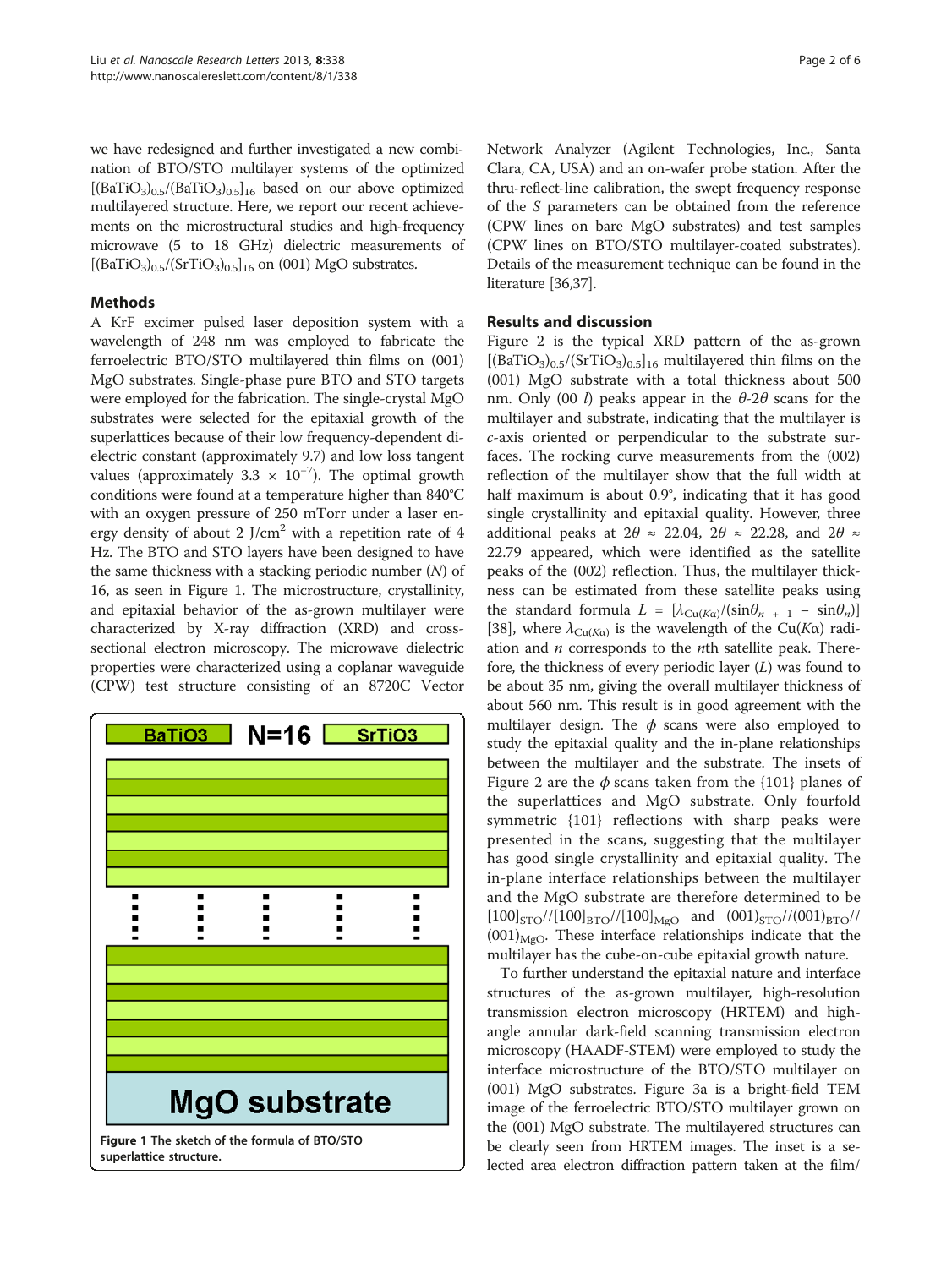we have redesigned and further investigated a new combination of BTO/STO multilayer systems of the optimized $[(BaTiO_3)_{0.5}/(BaTiO_3)_{0.5}]_{16}$ based on our above optimized multilayered structure. Here, we report our recent achievements on the microstructural studies and high-frequency microwave (5 to 18 GHz) dielectric measurements of $[(BaTiO_3)_{0.5}/(SrTiO_3)_{0.5}]_{16}$ on (001) MgO substrates.

## Methods

A KrF excimer pulsed laser deposition system with a wavelength of 248 nm was employed to fabricate the ferroelectric BTO/STO multilayered thin films on (001) MgO substrates. Single-phase pure BTO and STO targets were employed for the fabrication. The single-crystal MgO substrates were selected for the epitaxial growth of the superlattices because of their low frequency-dependent dielectric constant (approximately 9.7) and low loss tangent values (approximately $3.3 \times 10^{-7}$). The optimal growth conditions were found at a temperature higher than 840°C with an oxygen pressure of 250 mTorr under a laser energy density of about 2 J/cm$^2$ with a repetition rate of 4 Hz. The BTO and STO layers have been designed to have the same thickness with a stacking periodic number ($N$) of 16, as seen in Figure 1. The microstructure, crystallinity, and epitaxial behavior of the as-grown multilayer were characterized by X-ray diffraction (XRD) and cross-sectional electron microscopy. The microwave dielectric properties were characterized using a coplanar waveguide (CPW) test structure consisting of an 8720C Vector Network Analyzer (Agilent Technologies, Inc., Santa Clara, CA, USA) and an on-wafer probe station. After the thru-reflect-line calibration, the swept frequency response of the $S$ parameters can be obtained from the reference (CPW lines on bare MgO substrates) and test samples (CPW lines on BTO/STO multilayer-coated substrates). Details of the measurement technique can be found in the literature [36,37].

**Figure 1** The sketch of the formula of BTO/STO superlattice structure.

## Results and discussion

Figure 2 is the typical XRD pattern of the as-grown $[(BaTiO_3)_{0.5}/(SrTiO_3)_{0.5}]_{16}$ multilayered thin films on the (001) MgO substrate with a total thickness about 500 nm. Only (00 $l$) peaks appear in the $\theta$-2$\theta$ scans for the multilayer and substrate, indicating that the multilayer is $c$-axis oriented or perpendicular to the substrate surfaces. The rocking curve measurements from the (002) reflection of the multilayer show that the full width at half maximum is about 0.9°, indicating that it has good single crystallinity and epitaxial quality. However, three additional peaks at $2\theta \approx 22.04$, $2\theta \approx 22.28$, and $2\theta \approx 22.79$ appeared, which were identified as the satellite peaks of the (002) reflection. Thus, the multilayer thickness can be estimated from these satellite peaks using the standard formula $L = [\lambda_{Cu(K\alpha)}/(\sin\theta_{n+1} - \sin\theta_n)]$ [38], where $\lambda_{Cu(K\alpha)}$ is the wavelength of the Cu(Kα) radiation and $n$ corresponds to the $n$th satellite peak. Therefore, the thickness of every periodic layer ($L$) was found to be about 35 nm, giving the overall multilayer thickness of about 560 nm. This result is in good agreement with the multilayer design. The $\phi$ scans were also employed to study the epitaxial quality and the in-plane relationships between the multilayer and the substrate. The insets of Figure 2 are the $\phi$ scans taken from the {101} planes of the superlattices and MgO substrate. Only fourfold symmetric {101} reflections with sharp peaks were presented in the scans, suggesting that the multilayer has good single crystallinity and epitaxial quality. The in-plane interface relationships between the multilayer and the MgO substrate are therefore determined to be $[100]_{STO}//[100]_{BTO}//[100]_{MgO}$ and $(001)_{STO}//(001)_{BTO}//(001)_{MgO}$. These interface relationships indicate that the multilayer has the cube-on-cube epitaxial growth nature.

To further understand the epitaxial nature and interface structures of the as-grown multilayer, high-resolution transmission electron microscopy (HRTEM) and high-angle annular dark-field scanning transmission electron microscopy (HAADF-STEM) were employed to study the interface microstructure of the BTO/STO multilayer on (001) MgO substrates. Figure 3a is a bright-field TEM image of the ferroelectric BTO/STO multilayer grown on the (001) MgO substrate. The multilayered structures can be clearly seen from HRTEM images. The inset is a selected area electron diffraction pattern taken at the film/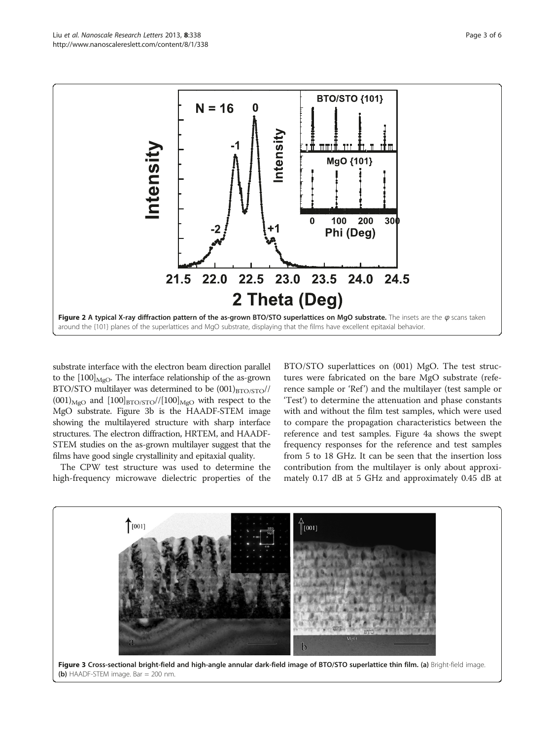Figure 2 A typical X-ray diffraction pattern of the as-grown BTO/STO superlattices on MgO substrate. The insets are the $\varphi$ scans taken around the {101} planes of the superlattices and MgO substrate, displaying that the films have excellent epitaxial behavior.

substrate interface with the electron beam direction parallel to the $[100]_{MgO}$. The interface relationship of the as-grown BTO/STO multilayer was determined to be $(001)_{BTO/STO}$// $(001)_{MgO}$ and $[100]_{BTO/STO}$//$[100]_{MgO}$ with respect to the MgO substrate. Figure 3b is the HAADF-STEM image showing the multilayered structure with sharp interface structures. The electron diffraction, HRTEM, and HAADF-STEM studies on the as-grown multilayer suggest that the films have good single crystallinity and epitaxial quality.

The CPW test structure was used to determine the high-frequency microwave dielectric properties of the BTO/STO superlattices on (001) MgO. The test structures were fabricated on the bare MgO substrate (reference sample or 'Ref') and the multilayer (test sample or 'Test') to determine the attenuation and phase constants with and without the film test samples, which were used to compare the propagation characteristics between the reference and test samples. Figure 4a shows the swept frequency responses for the reference and test samples from 5 to 18 GHz. It can be seen that the insertion loss contribution from the multilayer is only about approximately 0.17 dB at 5 GHz and approximately 0.45 dB at

Figure 3 Cross-sectional bright-field and high-angle annular dark-field image of BTO/STO superlattice thin film. (a) Bright-field image. (b) HAADF-STEM image. Bar = 200 nm.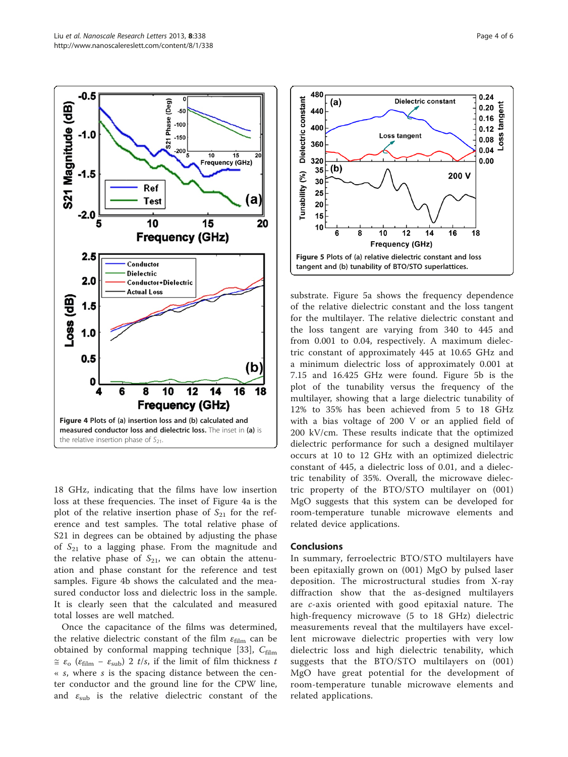Figure 4 Plots of (a) insertion loss and (b) calculated and measured conductor loss and dielectric loss. The inset in (a) is the relative insertion phase of $S_{21}$.

Figure 5 Plots of (a) relative dielectric constant and loss tangent and (b) tunability of BTO/STO superlattices.

18 GHz, indicating that the films have low insertion loss at these frequencies. The inset of Figure 4a is the plot of the relative insertion phase of $S_{21}$ for the reference and test samples. The total relative phase of S21 in degrees can be obtained by adjusting the phase of $S_{21}$ to a lagging phase. From the magnitude and the relative phase of $S_{21}$, we can obtain the attenuation and phase constant for the reference and test samples. Figure 4b shows the calculated and the measured conductor loss and dielectric loss in the sample. It is clearly seen that the calculated and measured total losses are well matched.

Once the capacitance of the films was determined, the relative dielectric constant of the film $\varepsilon_{\text{film}}$ can be obtained by conformal mapping technique [33], $C_{\text{film}} \cong \varepsilon_o (\varepsilon_{\text{film}} - \varepsilon_{\text{sub}})\ 2\ t/s$, if the limit of film thickness $t \ll s$, where $s$ is the spacing distance between the center conductor and the ground line for the CPW line, and $\varepsilon_{\text{sub}}$ is the relative dielectric constant of the substrate. Figure 5a shows the frequency dependence of the relative dielectric constant and the loss tangent for the multilayer. The relative dielectric constant and the loss tangent are varying from 340 to 445 and from 0.001 to 0.04, respectively. A maximum dielectric constant of approximately 445 at 10.65 GHz and a minimum dielectric loss of approximately 0.001 at 7.15 and 16.425 GHz were found. Figure 5b is the plot of the tunability versus the frequency of the multilayer, showing that a large dielectric tunability of 12% to 35% has been achieved from 5 to 18 GHz with a bias voltage of 200 V or an applied field of 200 kV/cm. These results indicate that the optimized dielectric performance for such a designed multilayer occurs at 10 to 12 GHz with an optimized dielectric constant of 445, a dielectric loss of 0.01, and a dielectric tenability of 35%. Overall, the microwave dielectric property of the BTO/STO multilayer on (001) MgO suggests that this system can be developed for room-temperature tunable microwave elements and related device applications.

## Conclusions

In summary, ferroelectric BTO/STO multilayers have been epitaxially grown on (001) MgO by pulsed laser deposition. The microstructural studies from X-ray diffraction show that the as-designed multilayers are *c*-axis oriented with good epitaxial nature. The high-frequency microwave (5 to 18 GHz) dielectric measurements reveal that the multilayers have excellent microwave dielectric properties with very low dielectric loss and high dielectric tenability, which suggests that the BTO/STO multilayers on (001) MgO have great potential for the development of room-temperature tunable microwave elements and related applications.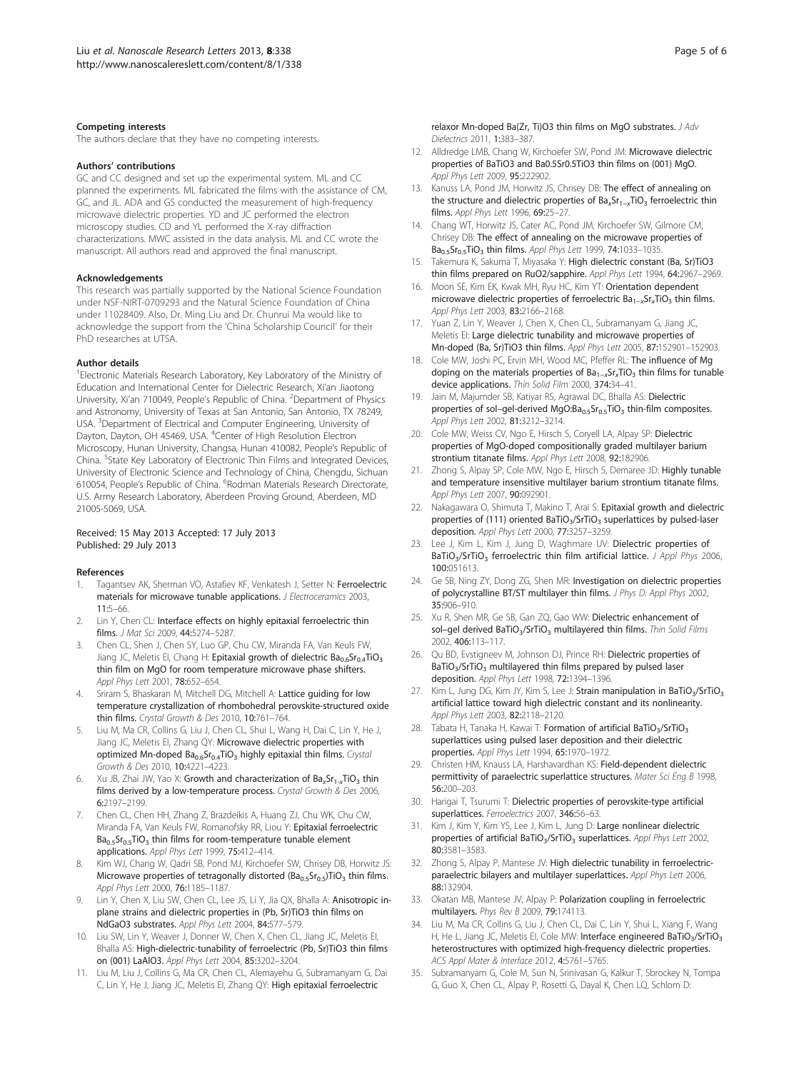### Competing interests

The authors declare that they have no competing interests.

### Authors' contributions

GC and CC designed and set up the experimental system. ML and CC planned the experiments. ML fabricated the films with the assistance of CM, GC, and JL. ADA and GS conducted the measurement of high-frequency microwave dielectric properties. YD and JC performed the electron microscopy studies. CD and YL performed the X-ray diffraction characterizations. MWC assisted in the data analysis. ML and CC wrote the manuscript. All authors read and approved the final manuscript.

### Acknowledgements

This research was partially supported by the National Science Foundation under NSF-NIRT-0709293 and the Natural Science Foundation of China under 11028409. Also, Dr. Ming Liu and Dr. Chunrui Ma would like to acknowledge the support from the 'China Scholarship Council' for their PhD researches at UTSA.

### Author details

[1]Electronic Materials Research Laboratory, Key Laboratory of the Ministry of Education and International Center for Dielectric Research, Xi'an Jiaotong University, Xi'an 710049, People's Republic of China. [2]Department of Physics and Astronomy, University of Texas at San Antonio, San Antonio, TX 78249, USA. [3]Department of Electrical and Computer Engineering, University of Dayton, Dayton, OH 45469, USA. [4]Center of High Resolution Electron Microscopy, Hunan University, Changsa, Hunan 410082, People's Republic of China. [5]State Key Laboratory of Electronic Thin Films and Integrated Devices, University of Electronic Science and Technology of China, Chengdu, Sichuan 610054, People's Republic of China. [6]Rodman Materials Research Directorate, U.S. Army Research Laboratory, Aberdeen Proving Ground, Aberdeen, MD 21005-5069, USA.

Received: 15 May 2013 Accepted: 17 July 2013
Published: 29 July 2013

### References

1. Tagantsev AK, Sherman VO, Astafiev KF, Venkatesh J, Setter N: **Ferroelectric materials for microwave tunable applications.** *J Electroceramics* 2003, **11:**5–66.
2. Lin Y, Chen CL: **Interface effects on highly epitaxial ferroelectric thin films.** *J Mat Sci* 2009, **44:**5274–5287.
3. Chen CL, Shen J, Chen SY, Luo GP, Chu CW, Miranda FA, Van Keuls FW, Jiang JC, Meletis EI, Chang H: **Epitaxial growth of dielectric $Ba_{0.6}Sr_{0.4}TiO_3$ thin film on MgO for room temperature microwave phase shifters.** *Appl Phys Lett* 2001, **78:**652–654.
4. Sriram S, Bhaskaran M, Mitchell DG, Mitchell A: **Lattice guiding for low temperature crystallization of rhombohedral perovskite-structured oxide thin films.** *Crystal Growth & Des* 2010, **10:**761–764.
5. Liu M, Ma CR, Collins G, Liu J, Chen CL, Shui L, Wang H, Dai C, Lin Y, He J, Jiang JC, Meletis EI, Zhang QY: **Microwave dielectric properties with optimized Mn-doped $Ba_{0.6}Sr_{0.4}TiO_3$ highly epitaxial thin films.** *Crystal Growth & Des* 2010, **10:**4221–4223.
6. Xu JB, Zhai JW, Yao X: **Growth and characterization of $Ba_xSr_{1-x}TiO_3$ thin films derived by a low-temperature process.** *Crystal Growth & Des* 2006, **6:**2197–2199.
7. Chen CL, Chen HH, Zhang Z, Brazdeikis A, Huang ZJ, Chu WK, Chu CW, Miranda FA, Van Keuls FW, Romanofsky RR, Liou Y: **Epitaxial ferroelectric $Ba_{0.5}Sr_{0.5}TiO_3$ thin films for room-temperature tunable element applications.** *Appl Phys Lett* 1999, **75:**412–414.
8. Kim WJ, Chang W, Qadri SB, Pond MJ, Kirchoefer SW, Chrisey DB, Horwitz JS: **Microwave properties of tetragonally distorted $(Ba_{0.5}Sr_{0.5})TiO_3$ thin films.** *Appl Phys Lett* 2000, **76:**1185–1187.
9. Lin Y, Chen X, Liu SW, Chen CL, Lee JS, Li Y, Jia QX, Bhalla A: **Anisotropic in-plane strains and dielectric properties in (Pb, Sr)TiO3 thin films on NdGaO3 substrates.** *Appl Phys Lett* 2004, **84:**577–579.
10. Liu SW, Lin Y, Weaver J, Donner W, Chen X, Chen CL, Jiang JC, Meletis EI, Bhalla AS: **High-dielectric-tunability of ferroelectric (Pb, Sr)TiO3 thin films on (001) LaAlO3.** *Appl Phys Lett* 2004, **85:**3202–3204.
11. Liu M, Liu J, Collins G, Ma CR, Chen CL, Alemayehu G, Subramanyam G, Dai C, Lin Y, He J, Jiang JC, Meletis EI, Zhang QY: **High epitaxial ferroelectric relaxor Mn-doped Ba(Zr, Ti)O3 thin films on MgO substrates.** *J Adv Dielectrics* 2011, **1:**383–387.
12. Alldredge LMB, Chang W, Kirchoefer SW, Pond JM: **Microwave dielectric properties of BaTiO3 and Ba0.5Sr0.5TiO3 thin films on (001) MgO.** *Appl Phys Lett* 2009, **95:**222902.
13. Kanuss LA, Pond JM, Horwitz JS, Chrisey DB: **The effect of annealing on the structure and dielectric properties of $Ba_xSr_{1-x}TiO_3$ ferroelectric thin films.** *Appl Phys Lett* 1996, **69:**25–27.
14. Chang WT, Horwitz JS, Cater AC, Pond JM, Kirchoefer SW, Gilmore CM, Chrisey DB: **The effect of annealing on the microwave properties of $Ba_{0.5}Sr_{0.5}TiO_3$ thin films.** *Appl Phys Lett* 1999, **74:**1033–1035.
15. Takemura K, Sakuma T, Miyasaka Y: **High dielectric constant (Ba, Sr)TiO3 thin films prepared on RuO2/sapphire.** *Appl Phys Lett* 1994, **64:**2967–2969.
16. Moon SE, Kim EK, Kwak MH, Ryu HC, Kim YT: **Orientation dependent microwave dielectric properties of ferroelectric $Ba_{1-x}Sr_xTiO_3$ thin films.** *Appl Phys Lett* 2003, **83:**2166–2168.
17. Yuan Z, Lin Y, Weaver J, Chen X, Chen CL, Subramanyam G, Jiang JC, Meletis EI: **Large dielectric tunability and microwave properties of Mn-doped (Ba, Sr)TiO3 thin films.** *Appl Phys Lett* 2005, **87:**152901–152903.
18. Cole MW, Joshi PC, Ervin MH, Wood MC, Pfeffer RL: **The influence of Mg doping on the materials properties of $Ba_{1-x}Sr_xTiO_3$ thin films for tunable device applications.** *Thin Solid Film* 2000, **374:**34–41.
19. Jain M, Majumder SB, Katiyar RS, Agrawal DC, Bhalla AS: **Dielectric properties of sol–gel-derived MgO:$Ba_{0.5}Sr_{0.5}TiO_3$ thin-film composites.** *Appl Phys Lett* 2002, **81:**3212–3214.
20. Cole MW, Weiss CV, Ngo E, Hirsch S, Coryell LA, Alpay SP: **Dielectric properties of MgO-doped compositionally graded multilayer barium strontium titanate films.** *Appl Phys Lett* 2008, **92:**182906.
21. Zhong S, Alpay SP, Cole MW, Ngo E, Hirsch S, Demaree JD: **Highly tunable and temperature insensitive multilayer barium strontium titanate films.** *Appl Phys Lett* 2007, **90:**092901.
22. Nakagawara O, Shimuta T, Makino T, Arai S: **Epitaxial growth and dielectric properties of (111) oriented $BaTiO_3/SrTiO_3$ superlattices by pulsed-laser deposition.** *Appl Phys Lett* 2000, **77:**3257–3259.
23. Lee J, Kim L, Kim J, Jung D, Waghmare UV: **Dielectric properties of $BaTiO_3/SrTiO_3$ ferroelectric thin film artificial lattice.** *J Appl Phys* 2006, **100:**051613.
24. Ge SB, Ning ZY, Dong ZG, Shen MR: **Investigation on dielectric properties of polycrystalline BT/ST multilayer thin films.** *J Phys D: Appl Phys* 2002, **35:**906–910.
25. Xu R, Shen MR, Ge SB, Gan ZQ, Gao WW: **Dielectric enhancement of sol–gel derived $BaTiO_3/SrTiO_3$ multilayered thin films.** *Thin Solid Films* 2002, **406:**113–117.
26. Qu BD, Evstigneev M, Johnson DJ, Prince RH: **Dielectric properties of $BaTiO_3/SrTiO_3$ multilayered thin films prepared by pulsed laser deposition.** *Appl Phys Lett* 1998, **72:**1394–1396.
27. Kim L, Jung DG, Kim JY, Kim S, Lee J: **Strain manipulation in $BaTiO_3/SrTiO_3$ artificial lattice toward high dielectric constant and its nonlinearity.** *Appl Phys Lett* 2003, **82:**2118–2120.
28. Tabata H, Tanaka H, Kawai T: **Formation of artificial $BaTiO_3/SrTiO_3$ superlattices using pulsed laser deposition and their dielectric properties.** *Appl Phys Lett* 1994, **65:**1970–1972.
29. Christen HM, Knauss LA, Harshavardhan KS: **Field-dependent dielectric permittivity of paraelectric superlattice structures.** *Mater Sci Eng B* 1998, **56:**200–203.
30. Harigai T, Tsurumi T: **Dielectric properties of perovskite-type artificial superlattices.** *Ferroelectrics* 2007, **346:**56–63.
31. Kim J, Kim Y, Kim YS, Lee J, Kim L, Jung D: **Large nonlinear dielectric properties of artificial $BaTiO_3/SrTiO_3$ superlattices.** *Appl Phys Lett* 2002, **80:**3581–3583.
32. Zhong S, Alpay P, Mantese JV: **High dielectric tunability in ferroelectric-paraelectric bilayers and multilayer superlattices.** *Appl Phys Lett* 2006, **88:**132904.
33. Okatan MB, Mantese JV, Alpay P: **Polarization coupling in ferroelectric multilayers.** *Phys Rev B* 2009, **79:**174113.
34. Liu M, Ma CR, Collins G, Liu J, Chen CL, Dai C, Lin Y, Shui L, Xiang F, Wang H, He L, Jiang JC, Meletis EI, Cole MW: **Interface engineered $BaTiO_3/SrTiO_3$ heterostructures with optimized high-frequency dielectric properties.** *ACS Appl Mater & Interface* 2012, **4:**5761–5765.
35. Subramanyam G, Cole M, Sun N, Srinivasan G, Kalkur T, Sbrockey N, Tompa G, Guo X, Chen CL, Alpay P, Rosetti G, Dayal K, Chen LQ, Schlom D: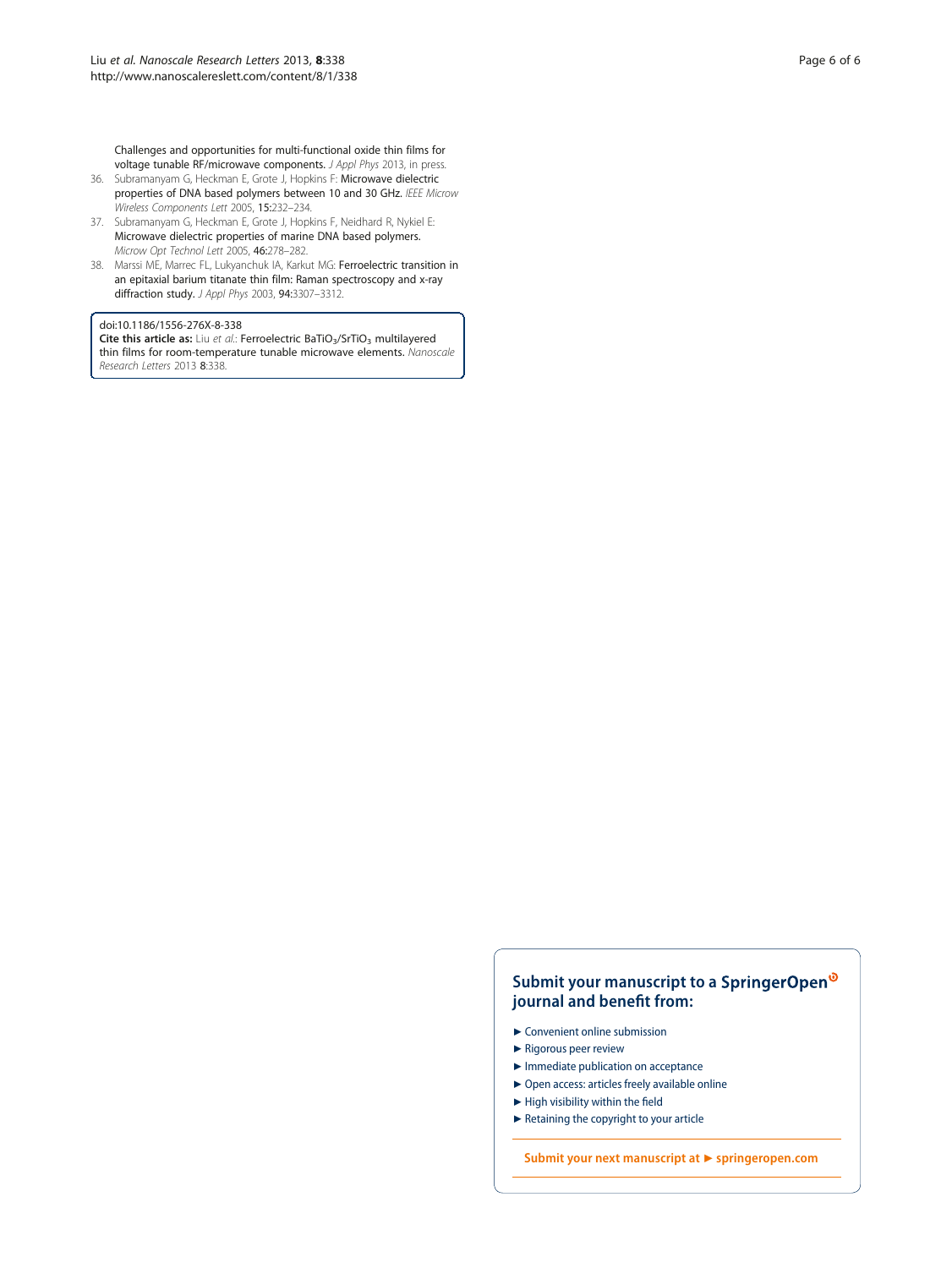Challenges and opportunities for multi-functional oxide thin films for voltage tunable RF/microwave components. *J Appl Phys* 2013, in press.

36. Subramanyam G, Heckman E, Grote J, Hopkins F: Microwave dielectric properties of DNA based polymers between 10 and 30 GHz. *IEEE Microw Wireless Components Lett* 2005, **15**:232–234.
37. Subramanyam G, Heckman E, Grote J, Hopkins F, Neidhard R, Nykiel E: Microwave dielectric properties of marine DNA based polymers. *Microw Opt Technol Lett* 2005, **46**:278–282.
38. Marssi ME, Marrec FL, Lukyanchuk IA, Karkut MG: Ferroelectric transition in an epitaxial barium titanate thin film: Raman spectroscopy and x-ray diffraction study. *J Appl Phys* 2003, **94**:3307–3312.

doi:10.1186/1556-276X-8-338

**Cite this article as:** Liu *et al.*: Ferroelectric $BaTiO_3/SrTiO_3$ multilayered thin films for room-temperature tunable microwave elements. *Nanoscale Research Letters* 2013 **8**:338.

**Submit your manuscript to a SpringerOpen journal and benefit from:**

- ► Convenient online submission
- ► Rigorous peer review
- ► Immediate publication on acceptance
- ► Open access: articles freely available online
- ► High visibility within the field
- ► Retaining the copyright to your article

**Submit your next manuscript at ► springeropen.com**